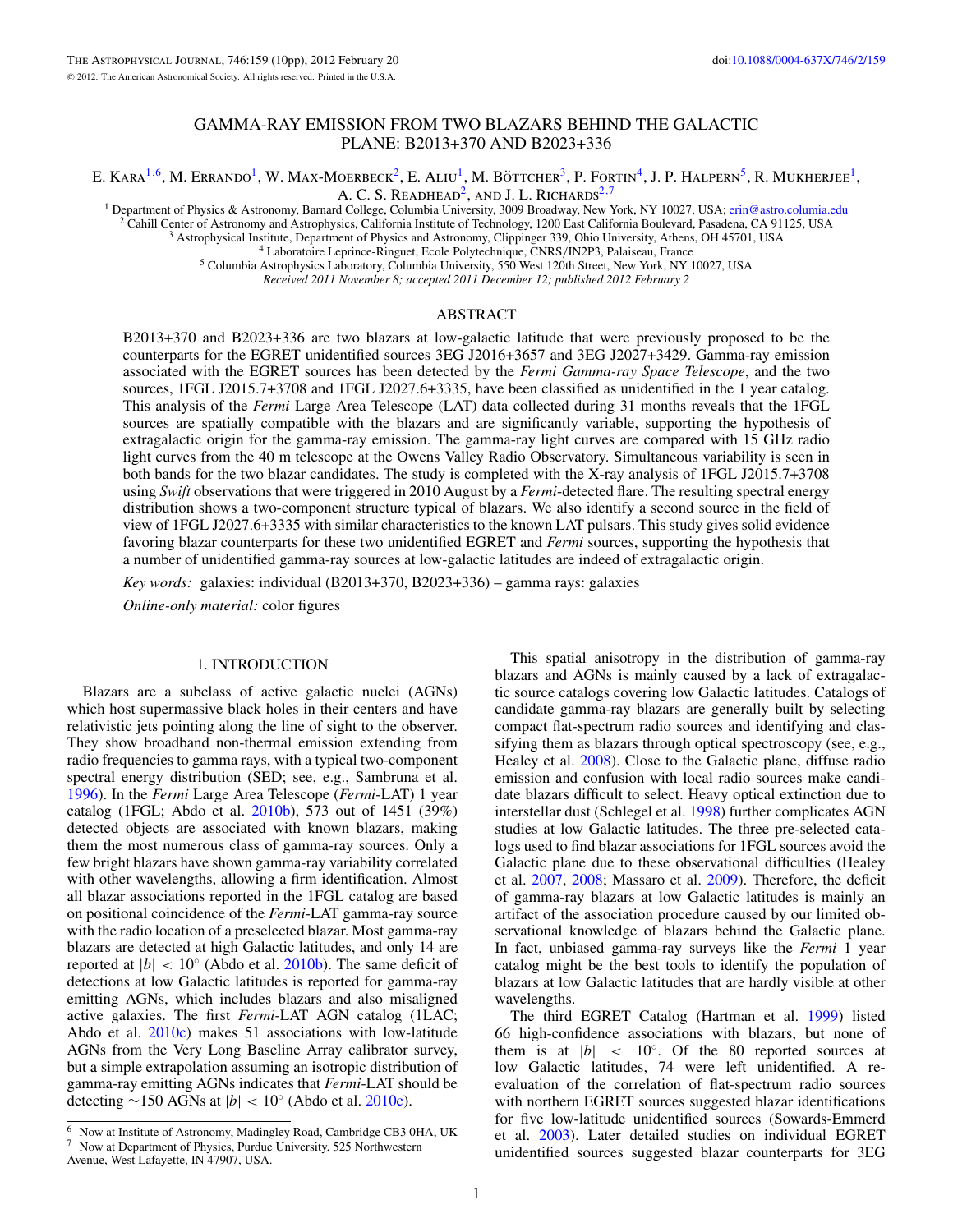# GAMMA-RAY EMISSION FROM TWO BLAZARS BEHIND THE GALACTIC PLANE: B2013+370 AND B2023+336

E. Kara[1,6], M. Errando[1], W. Max-Moerbeck[2], E. Aliu[1], M. Böttcher[3], P. Fortin[4], J. P. Halpern[5], R. Mukherjee[1], A. C. S. Readhead[2], and J. L. Richards[2,7]

[1] Department of Physics & Astronomy, Barnard College, Columbia University, 3009 Broadway, New York, NY 10027, USA; erin@astro.columia.edu
[2] Cahill Center of Astronomy and Astrophysics, California Institute of Technology, 1200 East California Boulevard, Pasadena, CA 91125, USA
[3] Astrophysical Institute, Department of Physics and Astronomy, Clippinger 339, Ohio University, Athens, OH 45701, USA
[4] Laboratoire Leprince-Ringuet, Ecole Polytechnique, CNRS/IN2P3, Palaiseau, France
[5] Columbia Astrophysics Laboratory, Columbia University, 550 West 120th Street, New York, NY 10027, USA

*Received 2011 November 8; accepted 2011 December 12; published 2012 February 2*

## ABSTRACT

B2013+370 and B2023+336 are two blazars at low-galactic latitude that were previously proposed to be the counterparts for the EGRET unidentified sources 3EG J2016+3657 and 3EG J2027+3429. Gamma-ray emission associated with the EGRET sources has been detected by the *Fermi Gamma-ray Space Telescope*, and the two sources, 1FGL J2015.7+3708 and 1FGL J2027.6+3335, have been classified as unidentified in the 1 year catalog. This analysis of the *Fermi* Large Area Telescope (LAT) data collected during 31 months reveals that the 1FGL sources are spatially compatible with the blazars and are significantly variable, supporting the hypothesis of extragalactic origin for the gamma-ray emission. The gamma-ray light curves are compared with 15 GHz radio light curves from the 40 m telescope at the Owens Valley Radio Observatory. Simultaneous variability is seen in both bands for the two blazar candidates. The study is completed with the X-ray analysis of 1FGL J2015.7+3708 using *Swift* observations that were triggered in 2010 August by a *Fermi*-detected flare. The resulting spectral energy distribution shows a two-component structure typical of blazars. We also identify a second source in the field of view of 1FGL J2027.6+3335 with similar characteristics to the known LAT pulsars. This study gives solid evidence favoring blazar counterparts for these two unidentified EGRET and *Fermi* sources, supporting the hypothesis that a number of unidentified gamma-ray sources at low-galactic latitudes are indeed of extragalactic origin.

*Key words:* galaxies: individual (B2013+370, B2023+336) – gamma rays: galaxies

*Online-only material:* color figures

## 1. INTRODUCTION

Blazars are a subclass of active galactic nuclei (AGNs) which host supermassive black holes in their centers and have relativistic jets pointing along the line of sight to the observer. They show broadband non-thermal emission extending from radio frequencies to gamma rays, with a typical two-component spectral energy distribution (SED; see, e.g., Sambruna et al. 1996). In the *Fermi* Large Area Telescope (*Fermi*-LAT) 1 year catalog (1FGL; Abdo et al. 2010b), 573 out of 1451 (39%) detected objects are associated with known blazars, making them the most numerous class of gamma-ray sources. Only a few bright blazars have shown gamma-ray variability correlated with other wavelengths, allowing a firm identification. Almost all blazar associations reported in the 1FGL catalog are based on positional coincidence of the *Fermi*-LAT gamma-ray source with the radio location of a preselected blazar. Most gamma-ray blazars are detected at high Galactic latitudes, and only 14 are reported at $|b| < 10°$ (Abdo et al. 2010b). The same deficit of detections at low Galactic latitudes is reported for gamma-ray emitting AGNs, which includes blazars and also misaligned active galaxies. The first *Fermi*-LAT AGN catalog (1LAC; Abdo et al. 2010c) makes 51 associations with low-latitude AGNs from the Very Long Baseline Array calibrator survey, but a simple extrapolation assuming an isotropic distribution of gamma-ray emitting AGNs indicates that *Fermi*-LAT should be detecting ~150 AGNs at $|b| < 10°$ (Abdo et al. 2010c).

This spatial anisotropy in the distribution of gamma-ray blazars and AGNs is mainly caused by a lack of extragalactic source catalogs covering low Galactic latitudes. Catalogs of candidate gamma-ray blazars are generally built by selecting compact flat-spectrum radio sources and identifying and classifying them as blazars through optical spectroscopy (see, e.g., Healey et al. 2008). Close to the Galactic plane, diffuse radio emission and confusion with local radio sources make candidate blazars difficult to select. Heavy optical extinction due to interstellar dust (Schlegel et al. 1998) further complicates AGN studies at low Galactic latitudes. The three pre-selected catalogs used to find blazar associations for 1FGL sources avoid the Galactic plane due to these observational difficulties (Healey et al. 2007, 2008; Massaro et al. 2009). Therefore, the deficit of gamma-ray blazars at low Galactic latitudes is mainly an artifact of the association procedure caused by our limited observational knowledge of blazars behind the Galactic plane. In fact, unbiased gamma-ray surveys like the *Fermi* 1 year catalog might be the best tools to identify the population of blazars at low Galactic latitudes that are hardly visible at other wavelengths.

The third EGRET Catalog (Hartman et al. 1999) listed 66 high-confidence associations with blazars, but none of them is at $|b| < 10°$. Of the 80 reported sources at low Galactic latitudes, 74 were left unidentified. A re-evaluation of the correlation of flat-spectrum radio sources with northern EGRET sources suggested blazar identifications for five low-latitude unidentified sources (Sowards-Emmerd et al. 2003). Later detailed studies on individual EGRET unidentified sources suggested blazar counterparts for 3EG

---

[6] Now at Institute of Astronomy, Madingley Road, Cambridge CB3 0HA, UK
[7] Now at Department of Physics, Purdue University, 525 Northwestern Avenue, West Lafayette, IN 47907, USA.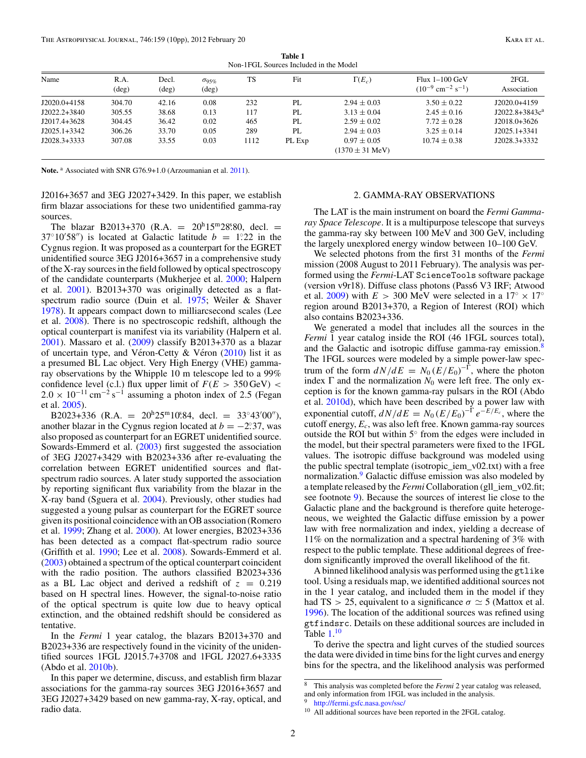**Table 1**
Non-1FGL Sources Included in the Model

| Name | R.A. (deg) | Decl. (deg) | $\sigma_{95\%}$ (deg) | TS | Fit | $\Gamma(E_c)$ | Flux 1–100 GeV ($10^{-9}$ cm$^{-2}$ s$^{-1}$) | 2FGL Association |
|---|---|---|---|---|---|---|---|---|
| J2020.0+4158 | 304.70 | 42.16 | 0.08 | 232 | PL | $2.94 \pm 0.03$ | $3.50 \pm 0.22$ | J2020.0+4159 |
| J2022.2+3840 | 305.55 | 38.68 | 0.13 | 117 | PL | $3.13 \pm 0.04$ | $2.45 \pm 0.16$ | J2022.8+3843c[a] |
| J2017.4+3628 | 304.45 | 36.42 | 0.02 | 465 | PL | $2.59 \pm 0.02$ | $7.72 \pm 0.28$ | J2018.0+3626 |
| J2025.1+3342 | 306.26 | 33.70 | 0.05 | 289 | PL | $2.94 \pm 0.03$ | $3.25 \pm 0.14$ | J2025.1+3341 |
| J2028.3+3333 | 307.08 | 33.55 | 0.03 | 1112 | PL Exp | $0.97 \pm 0.05$ ($1370 \pm 31$ MeV) | $10.74 \pm 0.38$ | J2028.3+3332 |

**Note.** [a] Associated with SNR G76.9+1.0 (Arzoumanian et al. 2011).

J2016+3657 and 3EG J2027+3429. In this paper, we establish firm blazar associations for these two unidentified gamma-ray sources.

The blazar B2013+370 (R.A. = 20$^{\rm h}$15$^{\rm m}$28$\overset{\rm s}{.}$80, decl. = 37°10′58″) is located at Galactic latitude $b$ = 1$\overset{\circ}{.}$22 in the Cygnus region. It was proposed as a counterpart for the EGRET unidentified source 3EG J2016+3657 in a comprehensive study of the X-ray sources in the field followed by optical spectroscopy of the candidate counterparts (Mukherjee et al. 2000; Halpern et al. 2001). B2013+370 was originally detected as a flat-spectrum radio source (Duin et al. 1975; Weiler & Shaver 1978). It appears compact down to milliarcsecond scales (Lee et al. 2008). There is no spectroscopic redshift, although the optical counterpart is manifest via its variability (Halpern et al. 2001). Massaro et al. (2009) classify B2013+370 as a blazar of uncertain type, and Véron-Cetty & Véron (2010) list it as a presumed BL Lac object. Very High Energy (VHE) gamma-ray observations by the Whipple 10 m telescope led to a 99% confidence level (c.l.) flux upper limit of $F(E > 350\,\mathrm{GeV}) < 2.0 \times 10^{-11}$ cm$^{-2}$ s$^{-1}$ assuming a photon index of 2.5 (Fegan et al. 2005).

B2023+336 (R.A. = 20$^{\rm h}$25$^{\rm m}$10$\overset{\rm s}{.}$84, decl. = 33°43′00″), another blazar in the Cygnus region located at $b$ = −2$\overset{\circ}{.}$37, was also proposed as counterpart for an EGRET unidentified source. Sowards-Emmerd et al. (2003) first suggested the association of 3EG J2027+3429 with B2023+336 after re-evaluating the correlation between EGRET unidentified sources and flat-spectrum radio sources. A later study supported the association by reporting significant flux variability from the blazar in the X-ray band (Sguera et al. 2004). Previously, other studies had suggested a young pulsar as counterpart for the EGRET source given its positional coincidence with an OB association (Romero et al. 1999; Zhang et al. 2000). At lower energies, B2023+336 has been detected as a compact flat-spectrum radio source (Griffith et al. 1990; Lee et al. 2008). Sowards-Emmerd et al. (2003) obtained a spectrum of the optical counterpart coincident with the radio position. The authors classified B2023+336 as a BL Lac object and derived a redshift of $z$ = 0.219 based on H spectral lines. However, the signal-to-noise ratio of the optical spectrum is quite low due to heavy optical extinction, and the obtained redshift should be considered as tentative.

In the *Fermi* 1 year catalog, the blazars B2013+370 and B2023+336 are respectively found in the vicinity of the unidentified sources 1FGL J2015.7+3708 and 1FGL J2027.6+3335 (Abdo et al. 2010b).

In this paper we determine, discuss, and establish firm blazar associations for the gamma-ray sources 3EG J2016+3657 and 3EG J2027+3429 based on new gamma-ray, X-ray, optical, and radio data.

## 2. GAMMA-RAY OBSERVATIONS

The LAT is the main instrument on board the *Fermi Gamma-ray Space Telescope*. It is a multipurpose telescope that surveys the gamma-ray sky between 100 MeV and 300 GeV, including the largely unexplored energy window between 10–100 GeV.

We selected photons from the first 31 months of the *Fermi* mission (2008 August to 2011 February). The analysis was performed using the *Fermi*-LAT `ScienceTools` software package (version v9r18). Diffuse class photons (Pass6 V3 IRF; Atwood et al. 2009) with $E > 300$ MeV were selected in a 17° × 17° region around B2013+370, a Region of Interest (ROI) which also contains B2023+336.

We generated a model that includes all the sources in the *Fermi* 1 year catalog inside the ROI (46 1FGL sources total), and the Galactic and isotropic diffuse gamma-ray emission.[8] The 1FGL sources were modeled by a simple power-law spectrum of the form $dN/dE = N_0\,(E/E_0)^{-\Gamma}$, where the photon index $\Gamma$ and the normalization $N_0$ were left free. The only exception is for the known gamma-ray pulsars in the ROI (Abdo et al. 2010d), which have been described by a power law with exponential cutoff, $dN/dE = N_0\,(E/E_0)^{-\Gamma}\,e^{-E/E_c}$, where the cutoff energy, $E_c$, was also left free. Known gamma-ray sources outside the ROI but within 5° from the edges were included in the model, but their spectral parameters were fixed to the 1FGL values. The isotropic diffuse background was modeled using the public spectral template (isotropic_iem_v02.txt) with a free normalization.[9] Galactic diffuse emission was also modeled by a template released by the *Fermi* Collaboration (gll_iem_v02.fit; see footnote 9). Because the sources of interest lie close to the Galactic plane and the background is therefore quite heterogeneous, we weighted the Galactic diffuse emission by a power law with free normalization and index, yielding a decrease of 11% on the normalization and a spectral hardening of 3% with respect to the public template. These additional degrees of freedom significantly improved the overall likelihood of the fit.

A binned likelihood analysis was performed using the `gtlike` tool. Using a residuals map, we identified additional sources not in the 1 year catalog, and included them in the model if they had TS > 25, equivalent to a significance $\sigma \simeq 5$ (Mattox et al. 1996). The location of the additional sources was refined using `gtfindsrc`. Details on these additional sources are included in Table 1.[10]

To derive the spectra and light curves of the studied sources the data were divided in time bins for the light curves and energy bins for the spectra, and the likelihood analysis was performed

[8] This analysis was completed before the *Fermi* 2 year catalog was released, and only information from 1FGL was included in the analysis.

[9] http://fermi.gsfc.nasa.gov/ssc/

[10] All additional sources have been reported in the 2FGL catalog.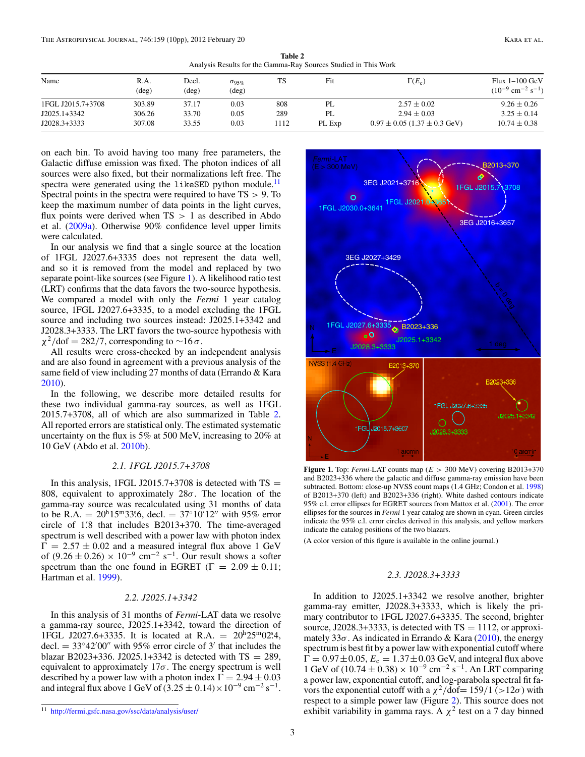**Table 2**
Analysis Results for the Gamma-Ray Sources Studied in This Work

| Name | R.A. (deg) | Decl. (deg) | $\sigma_{95\%}$ (deg) | TS | Fit | $\Gamma(E_c)$ | Flux 1–100 GeV ($10^{-9}$ cm$^{-2}$ s$^{-1}$) |
|---|---|---|---|---|---|---|---|
| 1FGL J2015.7+3708 | 303.89 | 37.17 | 0.03 | 808 | PL | $2.57 \pm 0.02$ | $9.26 \pm 0.26$ |
| J2025.1+3342 | 306.26 | 33.70 | 0.05 | 289 | PL | $2.94 \pm 0.03$ | $3.25 \pm 0.14$ |
| J2028.3+3333 | 307.08 | 33.55 | 0.03 | 1112 | PL Exp | $0.97 \pm 0.05$ ($1.37 \pm 0.3$ GeV) | $10.74 \pm 0.38$ |

on each bin. To avoid having too many free parameters, the Galactic diffuse emission was fixed. The photon indices of all sources were also fixed, but their normalizations left free. The spectra were generated using the `likeSED` python module.[11] Spectral points in the spectra were required to have TS > 9. To keep the maximum number of data points in the light curves, flux points were derived when TS > 1 as described in Abdo et al. (2009a). Otherwise 90% confidence level upper limits were calculated.

In our analysis we find that a single source at the location of 1FGL J2027.6+3335 does not represent the data well, and so it is removed from the model and replaced by two separate point-like sources (see Figure 1). A likelihood ratio test (LRT) confirms that the data favors the two-source hypothesis. We compared a model with only the *Fermi* 1 year catalog source, 1FGL J2027.6+3335, to a model excluding the 1FGL source and including two sources instead: J2025.1+3342 and J2028.3+3333. The LRT favors the two-source hypothesis with $\chi^2$/dof = 282/7, corresponding to $\sim 16\,\sigma$.

All results were cross-checked by an independent analysis and are also found in agreement with a previous analysis of the same field of view including 27 months of data (Errando & Kara 2010).

In the following, we describe more detailed results for these two individual gamma-ray sources, as well as 1FGL 2015.7+3708, all of which are also summarized in Table 2. All reported errors are statistical only. The estimated systematic uncertainty on the flux is 5% at 500 MeV, increasing to 20% at 10 GeV (Abdo et al. 2010b).

### 2.1. 1FGL J2015.7+3708

In this analysis, 1FGL J2015.7+3708 is detected with TS = 808, equivalent to approximately $28\sigma$. The location of the gamma-ray source was recalculated using 31 months of data to be R.A. = $20^{\rm h}15^{\rm m}33^{\rm s}\!.6$, decl. = $37^\circ10'12''$ with 95% error circle of $1'\!.8$ that includes B2013+370. The time-averaged spectrum is well described with a power law with photon index $\Gamma = 2.57 \pm 0.02$ and a measured integral flux above 1 GeV of $(9.26 \pm 0.26) \times 10^{-9}$ cm$^{-2}$ s$^{-1}$. Our result shows a softer spectrum than the one found in EGRET ($\Gamma = 2.09 \pm 0.11$; Hartman et al. 1999).

### 2.2. J2025.1+3342

In this analysis of 31 months of *Fermi*-LAT data we resolve a gamma-ray source, J2025.1+3342, toward the direction of 1FGL J2027.6+3335. It is located at R.A. = $20^{\rm h}25^{\rm m}02^{\rm s}\!.4$, decl. = $33^\circ42'00''$ with 95% error circle of $3'$ that includes the blazar B2023+336. J2025.1+3342 is detected with TS = 289, equivalent to approximately $17\sigma$. The energy spectrum is well described by a power law with a photon index $\Gamma = 2.94 \pm 0.03$ and integral flux above 1 GeV of $(3.25 \pm 0.14) \times 10^{-9}$ cm$^{-2}$ s$^{-1}$.

[11] http://fermi.gsfc.nasa.gov/ssc/data/analysis/user/

**Figure 1.** Top: *Fermi*-LAT counts map ($E$ > 300 MeV) covering B2013+370 and B2023+336 where the galactic and diffuse gamma-ray emission have been subtracted. Bottom: close-up NVSS count maps (1.4 GHz; Condon et al. 1998) of B2013+370 (left) and B2023+336 (right). White dashed contours indicate 95% c.l. error ellipses for EGRET sources from Mattox et al. (2001). The error ellipses for the sources in *Fermi* 1 year catalog are shown in cyan. Green circles indicate the 95% c.l. error circles derived in this analysis, and yellow markers indicate the catalog positions of the two blazars.

(A color version of this figure is available in the online journal.)

### 2.3. J2028.3+3333

In addition to J2025.1+3342 we resolve another, brighter gamma-ray emitter, J2028.3+3333, which is likely the primary contributor to 1FGL J2027.6+3335. The second, brighter source, J2028.3+3333, is detected with TS = 1112, or approximately $33\sigma$. As indicated in Errando & Kara (2010), the energy spectrum is best fit by a power law with exponential cutoff where $\Gamma = 0.97 \pm 0.05$, $E_{\rm c} = 1.37 \pm 0.03$ GeV, and integral flux above 1 GeV of $(10.74 \pm 0.38) \times 10^{-9}$ cm$^{-2}$ s$^{-1}$. An LRT comparing a power law, exponential cutoff, and log-parabola spectral fit favors the exponential cutoff with a $\chi^2$/dof= 159/1 (>$12\sigma$) with respect to a simple power law (Figure 2). This source does not exhibit variability in gamma rays. A $\chi^2$ test on a 7 day binned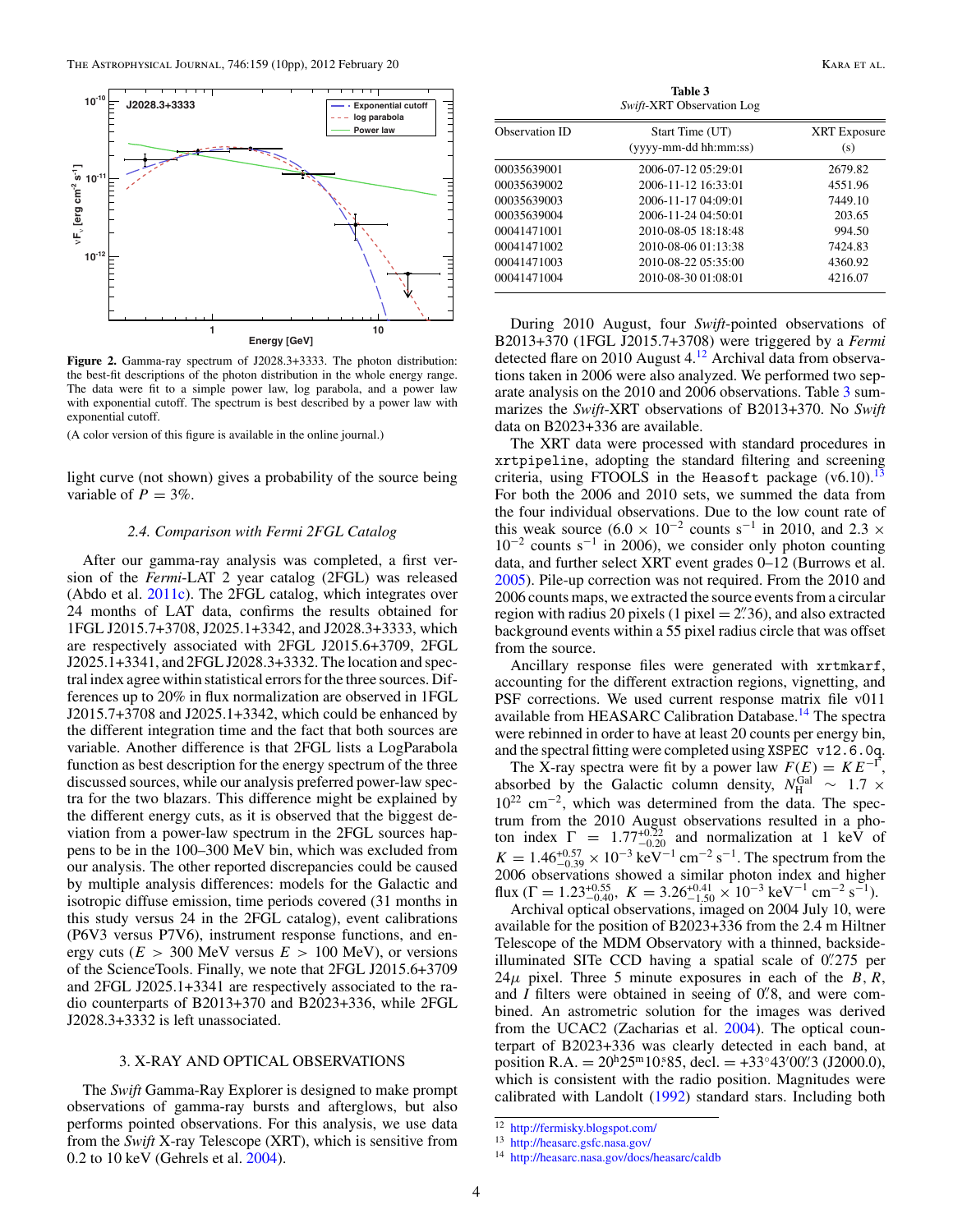**Figure 2.** Gamma-ray spectrum of J2028.3+3333. The photon distribution: the best-fit descriptions of the photon distribution in the whole energy range. The data were fit to a simple power law, log parabola, and a power law with exponential cutoff. The spectrum is best described by a power law with exponential cutoff.

(A color version of this figure is available in the online journal.)

light curve (not shown) gives a probability of the source being variable of $P = 3\%$.

### 2.4. Comparison with Fermi 2FGL Catalog

After our gamma-ray analysis was completed, a first version of the *Fermi*-LAT 2 year catalog (2FGL) was released (Abdo et al. 2011c). The 2FGL catalog, which integrates over 24 months of LAT data, confirms the results obtained for 1FGL J2015.7+3708, J2025.1+3342, and J2028.3+3333, which are respectively associated with 2FGL J2015.6+3709, 2FGL J2025.1+3341, and 2FGL J2028.3+3332. The location and spectral index agree within statistical errors for the three sources. Differences up to 20% in flux normalization are observed in 1FGL J2015.7+3708 and J2025.1+3342, which could be enhanced by the different integration time and the fact that both sources are variable. Another difference is that 2FGL lists a LogParabola function as best description for the energy spectrum of the three discussed sources, while our analysis preferred power-law spectra for the two blazars. This difference might be explained by the different energy cuts, as it is observed that the biggest deviation from a power-law spectrum in the 2FGL sources happens to be in the 100–300 MeV bin, which was excluded from our analysis. The other reported discrepancies could be caused by multiple analysis differences: models for the Galactic and isotropic diffuse emission, time periods covered (31 months in this study versus 24 in the 2FGL catalog), event calibrations (P6V3 versus P7V6), instrument response functions, and energy cuts ($E > 300$ MeV versus $E > 100$ MeV), or versions of the ScienceTools. Finally, we note that 2FGL J2015.6+3709 and 2FGL J2025.1+3341 are respectively associated to the radio counterparts of B2013+370 and B2023+336, while 2FGL J2028.3+3332 is left unassociated.

## 3. X-RAY AND OPTICAL OBSERVATIONS

The *Swift* Gamma-Ray Explorer is designed to make prompt observations of gamma-ray bursts and afterglows, but also performs pointed observations. For this analysis, we use data from the *Swift* X-ray Telescope (XRT), which is sensitive from 0.2 to 10 keV (Gehrels et al. 2004).

**Table 3**
*Swift*-XRT Observation Log

| Observation ID | Start Time (UT) (yyyy-mm-dd hh:mm:ss) | XRT Exposure (s) |
|---|---|---|
| 00035639001 | 2006-07-12 05:29:01 | 2679.82 |
| 00035639002 | 2006-11-12 16:33:01 | 4551.96 |
| 00035639003 | 2006-11-17 04:09:01 | 7449.10 |
| 00035639004 | 2006-11-24 04:50:01 | 203.65 |
| 00041471001 | 2010-08-05 18:18:48 | 994.50 |
| 00041471002 | 2010-08-06 01:13:38 | 7424.83 |
| 00041471003 | 2010-08-22 05:35:00 | 4360.92 |
| 00041471004 | 2010-08-30 01:08:01 | 4216.07 |

During 2010 August, four *Swift*-pointed observations of B2013+370 (1FGL J2015.7+3708) were triggered by a *Fermi* detected flare on 2010 August 4.[12] Archival data from observations taken in 2006 were also analyzed. We performed two separate analysis on the 2010 and 2006 observations. Table 3 summarizes the *Swift*-XRT observations of B2013+370. No *Swift* data on B2023+336 are available.

The XRT data were processed with standard procedures in `xrtpipeline`, adopting the standard filtering and screening criteria, using FTOOLS in the `Heasoft` package (v6.10).[13] For both the 2006 and 2010 sets, we summed the data from the four individual observations. Due to the low count rate of this weak source ($6.0 \times 10^{-2}$ counts s$^{-1}$ in 2010, and $2.3 \times 10^{-2}$ counts s$^{-1}$ in 2006), we consider only photon counting data, and further select XRT event grades 0–12 (Burrows et al. 2005). Pile-up correction was not required. From the 2010 and 2006 counts maps, we extracted the source events from a circular region with radius 20 pixels (1 pixel = 2$''$.36), and also extracted background events within a 55 pixel radius circle that was offset from the source.

Ancillary response files were generated with `xrtmkarf`, accounting for the different extraction regions, vignetting, and PSF corrections. We used current response matrix file v011 available from HEASARC Calibration Database.[14] The spectra were rebinned in order to have at least 20 counts per energy bin, and the spectral fitting were completed using `XSPEC v12.6.0q`.

The X-ray spectra were fit by a power law $F(E) = K E^{-\Gamma}$, absorbed by the Galactic column density, $N_{\rm H}^{\rm Gal} \sim 1.7 \times 10^{22}$ cm$^{-2}$, which was determined from the data. The spectrum from the 2010 August observations resulted in a photon index $\Gamma = 1.77^{+0.22}_{-0.20}$ and normalization at 1 keV of $K = 1.46^{+0.57}_{-0.39} \times 10^{-3}$ keV$^{-1}$ cm$^{-2}$ s$^{-1}$. The spectrum from the 2006 observations showed a similar photon index and higher flux ($\Gamma = 1.23^{+0.55}_{-0.40}$, $K = 3.26^{+0.41}_{-1.50} \times 10^{-3}$ keV$^{-1}$ cm$^{-2}$ s$^{-1}$).

Archival optical observations, imaged on 2004 July 10, were available for the position of B2023+336 from the 2.4 m Hiltner Telescope of the MDM Observatory with a thinned, backside-illuminated SITe CCD having a spatial scale of 0$''$.275 per 24$\mu$ pixel. Three 5 minute exposures in each of the $B$, $R$, and $I$ filters were obtained in seeing of 0$''$.8, and were combined. An astrometric solution for the images was derived from the UCAC2 (Zacharias et al. 2004). The optical counterpart of B2023+336 was clearly detected in each band, at position R.A. = 20$^{\rm h}$25$^{\rm m}$10$^{\rm s}$.85, decl. = +33°43$'$00$''$.3 (J2000.0), which is consistent with the radio position. Magnitudes were calibrated with Landolt (1992) standard stars. Including both

[12] http://fermisky.blogspot.com/
[13] http://heasarc.gsfc.nasa.gov/
[14] http://heasarc.nasa.gov/docs/heasarc/caldb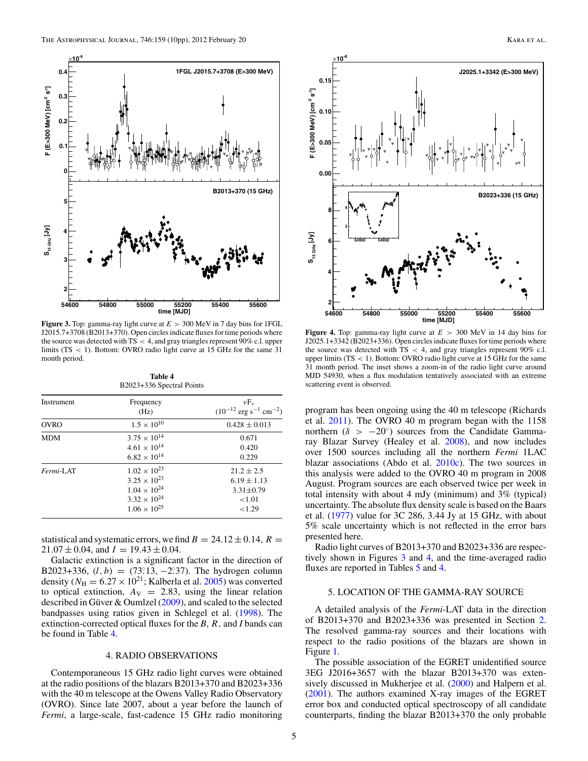**Figure 3.** Top: gamma-ray light curve at $E > 300$ MeV in 7 day bins for 1FGL J2015.7+3708 (B2013+370). Open circles indicate fluxes for time periods where the source was detected with TS < 4, and gray triangles represent 90% c.l. upper limits (TS < 1). Bottom: OVRO radio light curve at 15 GHz for the same 31 month period.

**Figure 4.** Top: gamma-ray light curve at $E > 300$ MeV in 14 day bins for J2025.1+3342 (B2023+336). Open circles indicate fluxes for time periods where the source was detected with TS < 4, and gray triangles represent 90% c.l. upper limits (TS < 1). Bottom: OVRO radio light curve at 15 GHz for the same 31 month period. The inset shows a zoom-in of the radio light curve around MJD 54930, when a flux modulation tentatively associated with an extreme scattering event is observed.

**Table 4**
B2023+336 Spectral Points

| Instrument | Frequency (Hz) | $\nu F_\nu$ ($10^{-12}$ erg s$^{-1}$ cm$^{-2}$) |
|---|---|---|
| OVRO | $1.5 \times 10^{10}$ | $0.428 \pm 0.013$ |
| MDM | $3.75 \times 10^{14}$ | 0.671 |
| | $4.61 \times 10^{14}$ | 0.420 |
| | $6.82 \times 10^{14}$ | 0.229 |
| *Fermi*-LAT | $1.02 \times 10^{23}$ | $21.2 \pm 2.5$ |
| | $3.25 \times 10^{23}$ | $6.19 \pm 1.13$ |
| | $1.04 \times 10^{24}$ | $3.31 \pm 0.79$ |
| | $3.32 \times 10^{24}$ | $<1.01$ |
| | $1.06 \times 10^{25}$ | $<1.29$ |

statistical and systematic errors, we find $B = 24.12 \pm 0.14$, $R = 21.07 \pm 0.04$, and $I = 19.43 \pm 0.04$.

Galactic extinction is a significant factor in the direction of B2023+336, $(l, b) = (73^\circ\!.13, -2^\circ\!.37)$. The hydrogen column density ($N_H = 6.27 \times 10^{21}$; Kalberla et al. 2005) was converted to optical extinction, $A_V = 2.83$, using the linear relation described in Güver & Oumlzel (2009), and scaled to the selected bandpasses using ratios given in Schlegel et al. (1998). The extinction-corrected optical fluxes for the $B$, $R$, and $I$ bands can be found in Table 4.

## 4. RADIO OBSERVATIONS

Contemporaneous 15 GHz radio light curves were obtained at the radio positions of the blazars B2013+370 and B2023+336 with the 40 m telescope at the Owens Valley Radio Observatory (OVRO). Since late 2007, about a year before the launch of *Fermi*, a large-scale, fast-cadence 15 GHz radio monitoring program has been ongoing using the 40 m telescope (Richards et al. 2011). The OVRO 40 m program began with the 1158 northern ($\delta > -20^\circ$) sources from the Candidate Gamma-ray Blazar Survey (Healey et al. 2008), and now includes over 1500 sources including all the northern *Fermi* 1LAC blazar associations (Abdo et al. 2010c). The two sources in this analysis were added to the OVRO 40 m program in 2008 August. Program sources are each observed twice per week in total intensity with about 4 mJy (minimum) and 3% (typical) uncertainty. The absolute flux density scale is based on the Baars et al. (1977) value for 3C 286, 3.44 Jy at 15 GHz, with about 5% scale uncertainty which is not reflected in the error bars presented here.

Radio light curves of B2013+370 and B2023+336 are respectively shown in Figures 3 and 4, and the time-averaged radio fluxes are reported in Tables 5 and 4.

## 5. LOCATION OF THE GAMMA-RAY SOURCE

A detailed analysis of the *Fermi*-LAT data in the direction of B2013+370 and B2023+336 was presented in Section 2. The resolved gamma-ray sources and their locations with respect to the radio positions of the blazars are shown in Figure 1.

The possible association of the EGRET unidentified source 3EG J2016+3657 with the blazar B2013+370 was extensively discussed in Mukherjee et al. (2000) and Halpern et al. (2001). The authors examined X-ray images of the EGRET error box and conducted optical spectroscopy of all candidate counterparts, finding the blazar B2013+370 the only probable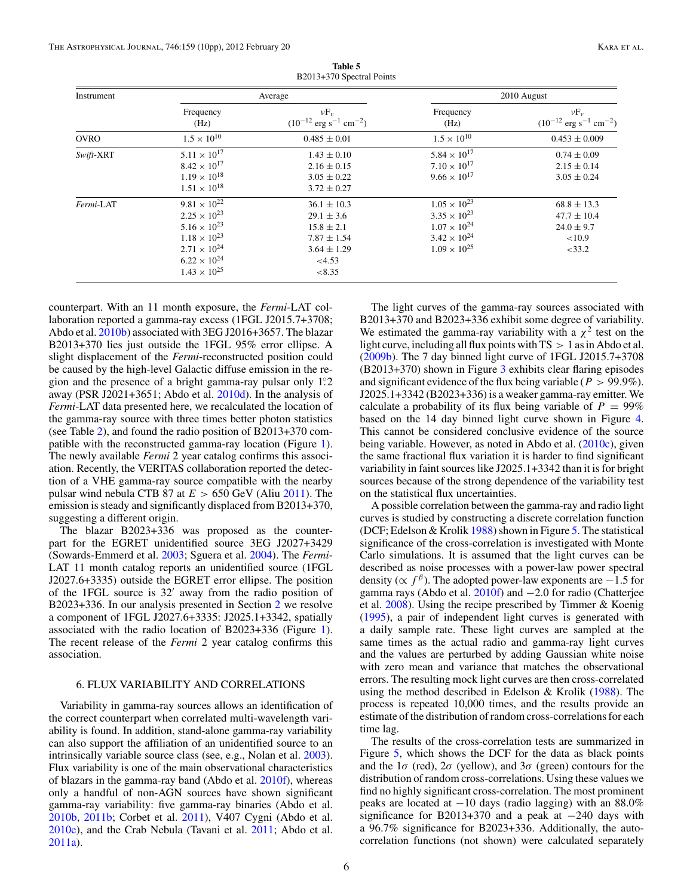**Table 5**
B2013+370 Spectral Points

| Instrument | Average | | 2010 August | |
|---|---|---|---|---|
| | Frequency (Hz) | $\nu F_{\nu}$ ($10^{-12}$ erg s$^{-1}$ cm$^{-2}$) | Frequency (Hz) | $\nu F_{\nu}$ ($10^{-12}$ erg s$^{-1}$ cm$^{-2}$) |
| OVRO | $1.5 \times 10^{10}$ | $0.485 \pm 0.01$ | $1.5 \times 10^{10}$ | $0.453 \pm 0.009$ |
| *Swift*-XRT | $5.11 \times 10^{17}$ | $1.43 \pm 0.10$ | $5.84 \times 10^{17}$ | $0.74 \pm 0.09$ |
| | $8.42 \times 10^{17}$ | $2.16 \pm 0.15$ | $7.10 \times 10^{17}$ | $2.15 \pm 0.14$ |
| | $1.19 \times 10^{18}$ | $3.05 \pm 0.22$ | $9.66 \times 10^{17}$ | $3.05 \pm 0.24$ |
| | $1.51 \times 10^{18}$ | $3.72 \pm 0.27$ | | |
| *Fermi*-LAT | $9.81 \times 10^{22}$ | $36.1 \pm 10.3$ | $1.05 \times 10^{23}$ | $68.8 \pm 13.3$ |
| | $2.25 \times 10^{23}$ | $29.1 \pm 3.6$ | $3.35 \times 10^{23}$ | $47.7 \pm 10.4$ |
| | $5.16 \times 10^{23}$ | $15.8 \pm 2.1$ | $1.07 \times 10^{24}$ | $24.0 \pm 9.7$ |
| | $1.18 \times 10^{23}$ | $7.87 \pm 1.54$ | $3.42 \times 10^{24}$ | $<10.9$ |
| | $2.71 \times 10^{24}$ | $3.64 \pm 1.29$ | $1.09 \times 10^{25}$ | $<33.2$ |
| | $6.22 \times 10^{24}$ | $<4.53$ | | |
| | $1.43 \times 10^{25}$ | $<8.35$ | | |

counterpart. With an 11 month exposure, the *Fermi*-LAT collaboration reported a gamma-ray excess (1FGL J2015.7+3708; Abdo et al. 2010b) associated with 3EG J2016+3657. The blazar B2013+370 lies just outside the 1FGL 95% error ellipse. A slight displacement of the *Fermi*-reconstructed position could be caused by the high-level Galactic diffuse emission in the region and the presence of a bright gamma-ray pulsar only 1°.2 away (PSR J2021+3651; Abdo et al. 2010d). In the analysis of *Fermi*-LAT data presented here, we recalculated the location of the gamma-ray source with three times better photon statistics (see Table 2), and found the radio position of B2013+370 compatible with the reconstructed gamma-ray location (Figure 1). The newly available *Fermi* 2 year catalog confirms this association. Recently, the VERITAS collaboration reported the detection of a VHE gamma-ray source compatible with the nearby pulsar wind nebula CTB 87 at $E > 650$ GeV (Aliu 2011). The emission is steady and significantly displaced from B2013+370, suggesting a different origin.

The blazar B2023+336 was proposed as the counterpart for the EGRET unidentified source 3EG J2027+3429 (Sowards-Emmerd et al. 2003; Sguera et al. 2004). The *Fermi*-LAT 11 month catalog reports an unidentified source (1FGL J2027.6+3335) outside the EGRET error ellipse. The position of the 1FGL source is 32′ away from the radio position of B2023+336. In our analysis presented in Section 2 we resolve a component of 1FGL J2027.6+3335: J2025.1+3342, spatially associated with the radio location of B2023+336 (Figure 1). The recent release of the *Fermi* 2 year catalog confirms this association.

## 6. FLUX VARIABILITY AND CORRELATIONS

Variability in gamma-ray sources allows an identification of the correct counterpart when correlated multi-wavelength variability is found. In addition, stand-alone gamma-ray variability can also support the affiliation of an unidentified source to an intrinsically variable source class (see, e.g., Nolan et al. 2003). Flux variability is one of the main observational characteristics of blazars in the gamma-ray band (Abdo et al. 2010f), whereas only a handful of non-AGN sources have shown significant gamma-ray variability: five gamma-ray binaries (Abdo et al. 2010b, 2011b; Corbet et al. 2011), V407 Cygni (Abdo et al. 2010e), and the Crab Nebula (Tavani et al. 2011; Abdo et al. 2011a).

The light curves of the gamma-ray sources associated with B2013+370 and B2023+336 exhibit some degree of variability. We estimated the gamma-ray variability with a $\chi^2$ test on the light curve, including all flux points with TS $> 1$ as in Abdo et al. (2009b). The 7 day binned light curve of 1FGL J2015.7+3708 (B2013+370) shown in Figure 3 exhibits clear flaring episodes and significant evidence of the flux being variable ($P > 99.9\%$). J2025.1+3342 (B2023+336) is a weaker gamma-ray emitter. We calculate a probability of its flux being variable of $P = 99\%$ based on the 14 day binned light curve shown in Figure 4. This cannot be considered conclusive evidence of the source being variable. However, as noted in Abdo et al. (2010c), given the same fractional flux variation it is harder to find significant variability in faint sources like J2025.1+3342 than it is for bright sources because of the strong dependence of the variability test on the statistical flux uncertainties.

A possible correlation between the gamma-ray and radio light curves is studied by constructing a discrete correlation function (DCF; Edelson & Krolik 1988) shown in Figure 5. The statistical significance of the cross-correlation is investigated with Monte Carlo simulations. It is assumed that the light curves can be described as noise processes with a power-law power spectral density ($\propto f^{\beta}$). The adopted power-law exponents are $-1.5$ for gamma rays (Abdo et al. 2010f) and $-2.0$ for radio (Chatterjee et al. 2008). Using the recipe prescribed by Timmer & Koenig (1995), a pair of independent light curves is generated with a daily sample rate. These light curves are sampled at the same times as the actual radio and gamma-ray light curves and the values are perturbed by adding Gaussian white noise with zero mean and variance that matches the observational errors. The resulting mock light curves are then cross-correlated using the method described in Edelson & Krolik (1988). The process is repeated 10,000 times, and the results provide an estimate of the distribution of random cross-correlations for each time lag.

The results of the cross-correlation tests are summarized in Figure 5, which shows the DCF for the data as black points and the $1\sigma$ (red), $2\sigma$ (yellow), and $3\sigma$ (green) contours for the distribution of random cross-correlations. Using these values we find no highly significant cross-correlation. The most prominent peaks are located at $-10$ days (radio lagging) with an 88.0% significance for B2013+370 and a peak at $-240$ days with a 96.7% significance for B2023+336. Additionally, the auto-correlation functions (not shown) were calculated separately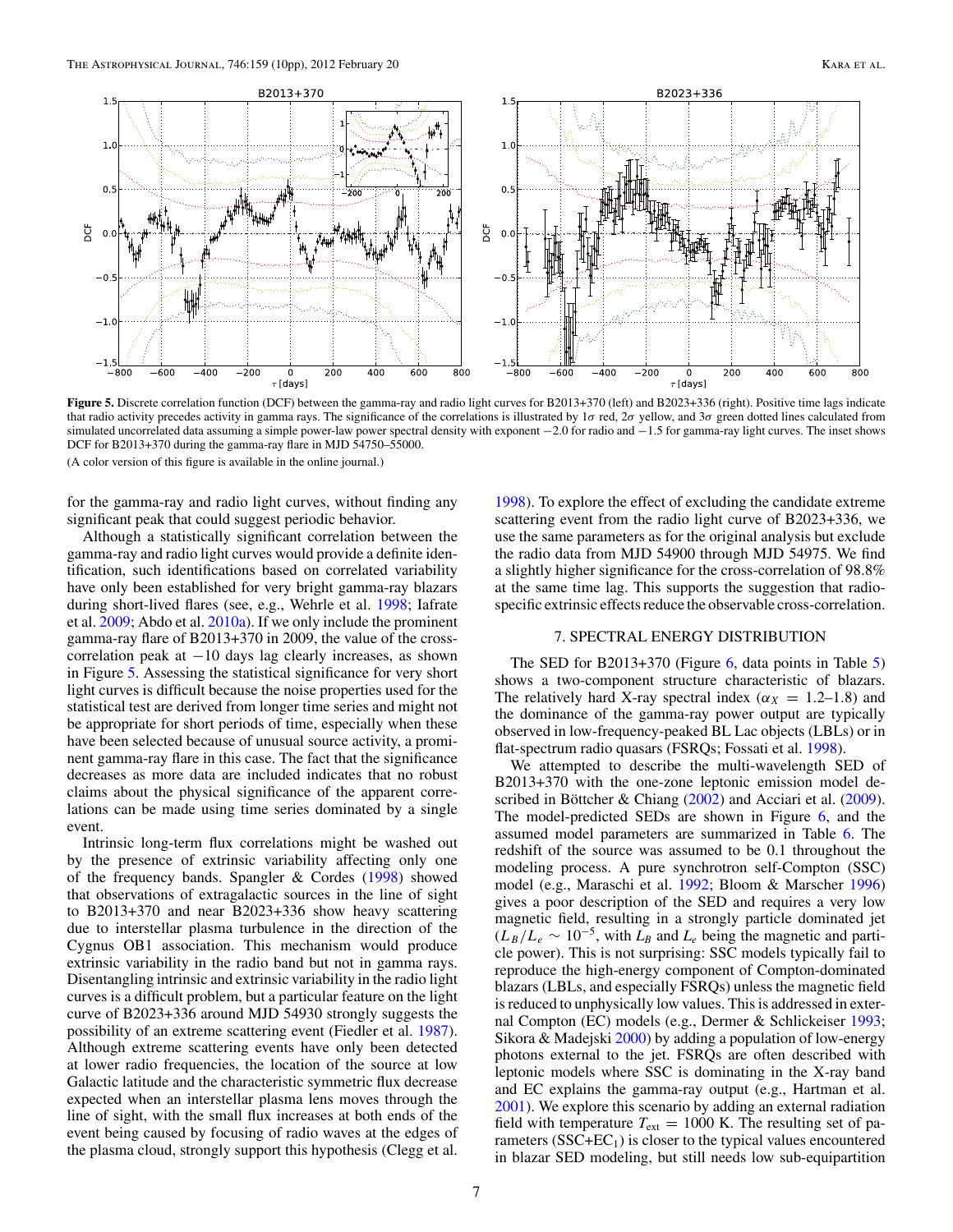**Figure 5.** Discrete correlation function (DCF) between the gamma-ray and radio light curves for B2013+370 (left) and B2023+336 (right). Positive time lags indicate that radio activity precedes activity in gamma rays. The significance of the correlations is illustrated by 1$\sigma$ red, 2$\sigma$ yellow, and 3$\sigma$ green dotted lines calculated from simulated uncorrelated data assuming a simple power-law power spectral density with exponent −2.0 for radio and −1.5 for gamma-ray light curves. The inset shows DCF for B2013+370 during the gamma-ray flare in MJD 54750–55000.

(A color version of this figure is available in the online journal.)

for the gamma-ray and radio light curves, without finding any significant peak that could suggest periodic behavior.

Although a statistically significant correlation between the gamma-ray and radio light curves would provide a definite identification, such identifications based on correlated variability have only been established for very bright gamma-ray blazars during short-lived flares (see, e.g., Wehrle et al. 1998; Iafrate et al. 2009; Abdo et al. 2010a). If we only include the prominent gamma-ray flare of B2013+370 in 2009, the value of the cross-correlation peak at −10 days lag clearly increases, as shown in Figure 5. Assessing the statistical significance for very short light curves is difficult because the noise properties used for the statistical test are derived from longer time series and might not be appropriate for short periods of time, especially when these have been selected because of unusual source activity, a prominent gamma-ray flare in this case. The fact that the significance decreases as more data are included indicates that no robust claims about the physical significance of the apparent correlations can be made using time series dominated by a single event.

Intrinsic long-term flux correlations might be washed out by the presence of extrinsic variability affecting only one of the frequency bands. Spangler & Cordes (1998) showed that observations of extragalactic sources in the line of sight to B2013+370 and near B2023+336 show heavy scattering due to interstellar plasma turbulence in the direction of the Cygnus OB1 association. This mechanism would produce extrinsic variability in the radio band but not in gamma rays. Disentangling intrinsic and extrinsic variability in the radio light curves is a difficult problem, but a particular feature on the light curve of B2023+336 around MJD 54930 strongly suggests the possibility of an extreme scattering event (Fiedler et al. 1987). Although extreme scattering events have only been detected at lower radio frequencies, the location of the source at low Galactic latitude and the characteristic symmetric flux decrease expected when an interstellar plasma lens moves through the line of sight, with the small flux increases at both ends of the event being caused by focusing of radio waves at the edges of the plasma cloud, strongly support this hypothesis (Clegg et al. 1998). To explore the effect of excluding the candidate extreme scattering event from the radio light curve of B2023+336, we use the same parameters as for the original analysis but exclude the radio data from MJD 54900 through MJD 54975. We find a slightly higher significance for the cross-correlation of 98.8% at the same time lag. This supports the suggestion that radio-specific extrinsic effects reduce the observable cross-correlation.

## 7. SPECTRAL ENERGY DISTRIBUTION

The SED for B2013+370 (Figure 6, data points in Table 5) shows a two-component structure characteristic of blazars. The relatively hard X-ray spectral index ($\alpha_X = 1.2$–$1.8$) and the dominance of the gamma-ray power output are typically observed in low-frequency-peaked BL Lac objects (LBLs) or in flat-spectrum radio quasars (FSRQs; Fossati et al. 1998).

We attempted to describe the multi-wavelength SED of B2013+370 with the one-zone leptonic emission model described in Böttcher & Chiang (2002) and Acciari et al. (2009). The model-predicted SEDs are shown in Figure 6, and the assumed model parameters are summarized in Table 6. The redshift of the source was assumed to be 0.1 throughout the modeling process. A pure synchrotron self-Compton (SSC) model (e.g., Maraschi et al. 1992; Bloom & Marscher 1996) gives a poor description of the SED and requires a very low magnetic field, resulting in a strongly particle dominated jet ($L_B/L_e \sim 10^{-5}$, with $L_B$ and $L_e$ being the magnetic and particle power). This is not surprising: SSC models typically fail to reproduce the high-energy component of Compton-dominated blazars (LBLs, and especially FSRQs) unless the magnetic field is reduced to unphysically low values. This is addressed in external Compton (EC) models (e.g., Dermer & Schlickeiser 1993; Sikora & Madejski 2000) by adding a population of low-energy photons external to the jet. FSRQs are often described with leptonic models where SSC is dominating in the X-ray band and EC explains the gamma-ray output (e.g., Hartman et al. 2001). We explore this scenario by adding an external radiation field with temperature $T_{\text{ext}} = 1000$ K. The resulting set of parameters ($\text{SSC+EC}_1$) is closer to the typical values encountered in blazar SED modeling, but still needs low sub-equipartition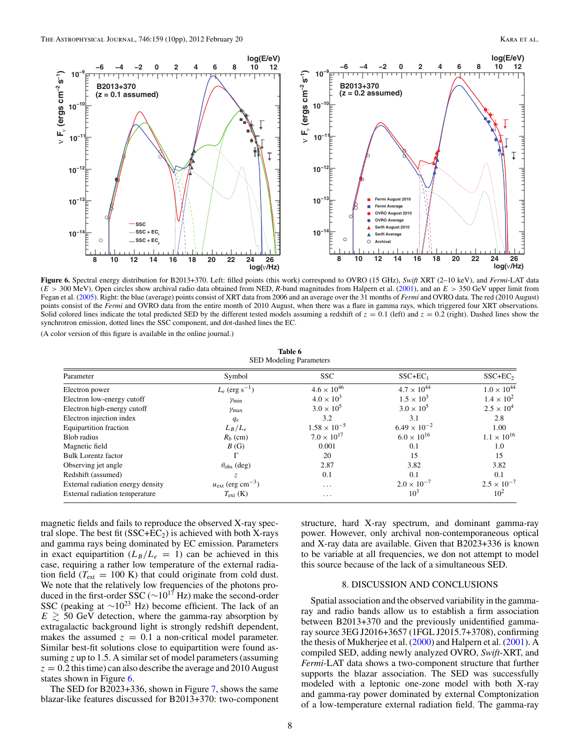**Figure 6.** Spectral energy distribution for B2013+370. Left: filled points (this work) correspond to OVRO (15 GHz), *Swift* XRT (2–10 keV), and *Fermi*-LAT data ($E > 300$ MeV). Open circles show archival radio data obtained from NED, *R*-band magnitudes from Halpern et al. (2001), and an $E > 350$ GeV upper limit from Fegan et al. (2005). Right: the blue (average) points consist of XRT data from 2006 and an average over the 31 months of *Fermi* and OVRO data. The red (2010 August) points consist of the *Fermi* and OVRO data from the entire month of 2010 August, when there was a flare in gamma rays, which triggered four XRT observations. Solid colored lines indicate the total predicted SED by the different tested models assuming a redshift of $z = 0.1$ (left) and $z = 0.2$ (right). Dashed lines show the synchrotron emission, dotted lines the SSC component, and dot-dashed lines the EC.

(A color version of this figure is available in the online journal.)

**Table 6**
SED Modeling Parameters

| Parameter | Symbol | SSC | SSC+EC$_1$ | SSC+EC$_2$ |
|---|---|---|---|---|
| Electron power | $L_e$ (erg s$^{-1}$) | $4.6 \times 10^{46}$ | $4.7 \times 10^{44}$ | $1.0 \times 10^{44}$ |
| Electron low-energy cutoff | $\gamma_{\rm min}$ | $4.0 \times 10^{3}$ | $1.5 \times 10^{3}$ | $1.4 \times 10^{2}$ |
| Electron high-energy cutoff | $\gamma_{\rm max}$ | $3.0 \times 10^{5}$ | $3.0 \times 10^{5}$ | $2.5 \times 10^{4}$ |
| Electron injection index | $q_e$ | 3.2 | 3.1 | 2.8 |
| Equipartition fraction | $L_B/L_e$ | $1.58 \times 10^{-5}$ | $6.49 \times 10^{-2}$ | 1.00 |
| Blob radius | $R_b$ (cm) | $7.0 \times 10^{17}$ | $6.0 \times 10^{16}$ | $1.1 \times 10^{16}$ |
| Magnetic field | $B$ (G) | 0.001 | 0.1 | 1.0 |
| Bulk Lorentz factor | $\Gamma$ | 20 | 15 | 15 |
| Observing jet angle | $\theta_{\rm obs}$ (deg) | 2.87 | 3.82 | 3.82 |
| Redshift (assumed) | $z$ | 0.1 | 0.1 | 0.1 |
| External radiation energy density | $u_{\rm ext}$ (erg cm$^{-3}$) | ... | $2.0 \times 10^{-7}$ | $2.5 \times 10^{-7}$ |
| External radiation temperature | $T_{\rm ext}$ (K) | ... | $10^{3}$ | $10^{2}$ |

magnetic fields and fails to reproduce the observed X-ray spectral slope. The best fit (SSC+EC$_2$) is achieved with both X-rays and gamma rays being dominated by EC emission. Parameters in exact equipartition ($L_B/L_e = 1$) can be achieved in this case, requiring a rather low temperature of the external radiation field ($T_{\rm ext} = 100$ K) that could originate from cold dust. We note that the relatively low frequencies of the photons produced in the first-order SSC ($\sim 10^{17}$ Hz) make the second-order SSC (peaking at $\sim 10^{23}$ Hz) become efficient. The lack of an $E \gtrsim 50$ GeV detection, where the gamma-ray absorption by extragalactic background light is strongly redshift dependent, makes the assumed $z = 0.1$ a non-critical model parameter. Similar best-fit solutions close to equipartition were found assuming $z$ up to 1.5. A similar set of model parameters (assuming $z = 0.2$ this time) can also describe the average and 2010 August states shown in Figure 6.

The SED for B2023+336, shown in Figure 7, shows the same blazar-like features discussed for B2013+370: two-component structure, hard X-ray spectrum, and dominant gamma-ray power. However, only archival non-contemporaneous optical and X-ray data are available. Given that B2023+336 is known to be variable at all frequencies, we don not attempt to model this source because of the lack of a simultaneous SED.

## 8. DISCUSSION AND CONCLUSIONS

Spatial association and the observed variability in the gamma-ray and radio bands allow us to establish a firm association between B2013+370 and the previously unidentified gamma-ray source 3EG J2016+3657 (1FGL J2015.7+3708), confirming the thesis of Mukherjee et al. (2000) and Halpern et al. (2001). A compiled SED, adding newly analyzed OVRO, *Swift*-XRT, and *Fermi*-LAT data shows a two-component structure that further supports the blazar association. The SED was successfully modeled with a leptonic one-zone model with both X-ray and gamma-ray power dominated by external Comptonization of a low-temperature external radiation field. The gamma-ray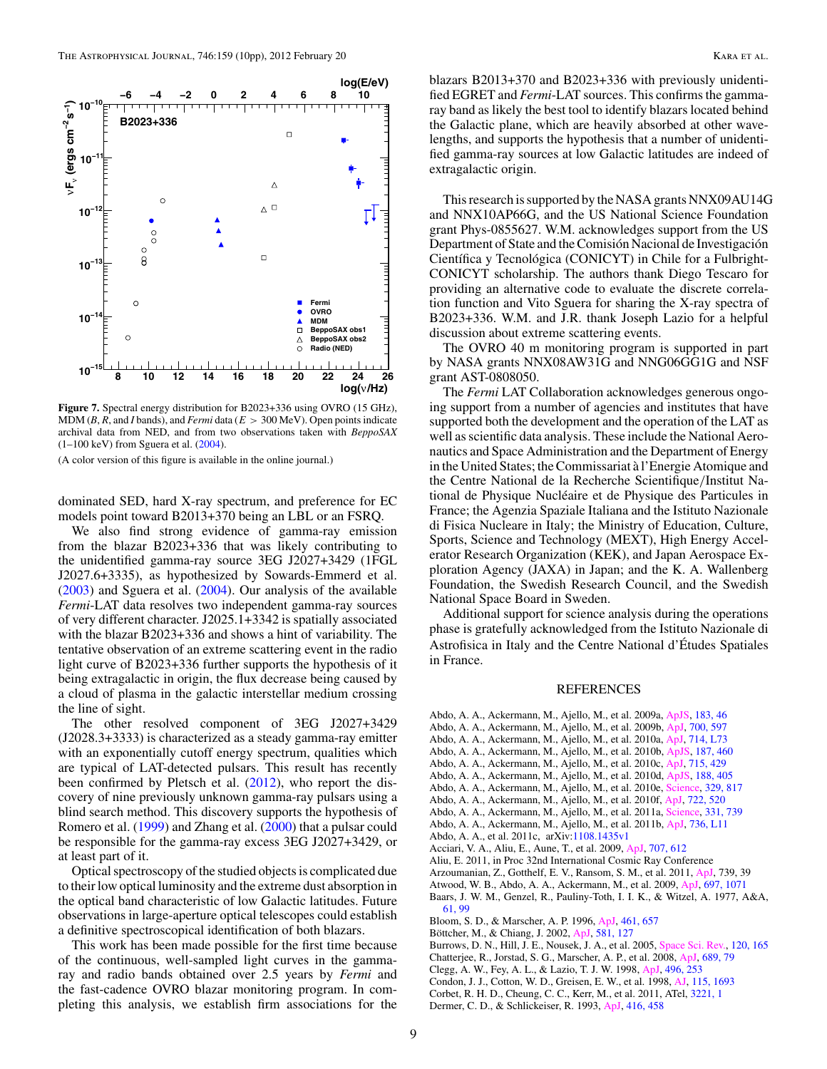Figure 7. Spectral energy distribution for B2023+336 using OVRO (15 GHz), MDM ($B$, $R$, and $I$ bands), and *Fermi* data ($E > 300$ MeV). Open points indicate archival data from NED, and from two observations taken with *BeppoSAX* (1–100 keV) from Sguera et al. (2004).

(A color version of this figure is available in the online journal.)

dominated SED, hard X-ray spectrum, and preference for EC models point toward B2013+370 being an LBL or an FSRQ.

We also find strong evidence of gamma-ray emission from the blazar B2023+336 that was likely contributing to the unidentified gamma-ray source 3EG J2027+3429 (1FGL J2027.6+3335), as hypothesized by Sowards-Emmerd et al. (2003) and Sguera et al. (2004). Our analysis of the available *Fermi*-LAT data resolves two independent gamma-ray sources of very different character. J2025.1+3342 is spatially associated with the blazar B2023+336 and shows a hint of variability. The tentative observation of an extreme scattering event in the radio light curve of B2023+336 further supports the hypothesis of it being extragalactic in origin, the flux decrease being caused by a cloud of plasma in the galactic interstellar medium crossing the line of sight.

The other resolved component of 3EG J2027+3429 (J2028.3+3333) is characterized as a steady gamma-ray emitter with an exponentially cutoff energy spectrum, qualities which are typical of LAT-detected pulsars. This result has recently been confirmed by Pletsch et al. (2012), who report the discovery of nine previously unknown gamma-ray pulsars using a blind search method. This discovery supports the hypothesis of Romero et al. (1999) and Zhang et al. (2000) that a pulsar could be responsible for the gamma-ray excess 3EG J2027+3429, or at least part of it.

Optical spectroscopy of the studied objects is complicated due to their low optical luminosity and the extreme dust absorption in the optical band characteristic of low Galactic latitudes. Future observations in large-aperture optical telescopes could establish a definitive spectroscopical identification of both blazars.

This work has been made possible for the first time because of the continuous, well-sampled light curves in the gamma-ray and radio bands obtained over 2.5 years by *Fermi* and the fast-cadence OVRO blazar monitoring program. In completing this analysis, we establish firm associations for the blazars B2013+370 and B2023+336 with previously unidentified EGRET and *Fermi*-LAT sources. This confirms the gamma-ray band as likely the best tool to identify blazars located behind the Galactic plane, which are heavily absorbed at other wavelengths, and supports the hypothesis that a number of unidentified gamma-ray sources at low Galactic latitudes are indeed of extragalactic origin.

This research is supported by the NASA grants NNX09AU14G and NNX10AP66G, and the US National Science Foundation grant Phys-0855627. W.M. acknowledges support from the US Department of State and the Comisión Nacional de Investigación Científica y Tecnológica (CONICYT) in Chile for a Fulbright-CONICYT scholarship. The authors thank Diego Tescaro for providing an alternative code to evaluate the discrete correlation function and Vito Sguera for sharing the X-ray spectra of B2023+336. W.M. and J.R. thank Joseph Lazio for a helpful discussion about extreme scattering events.

The OVRO 40 m monitoring program is supported in part by NASA grants NNX08AW31G and NNG06GG1G and NSF grant AST-0808050.

The *Fermi* LAT Collaboration acknowledges generous ongoing support from a number of agencies and institutes that have supported both the development and the operation of the LAT as well as scientific data analysis. These include the National Aeronautics and Space Administration and the Department of Energy in the United States; the Commissariat à l'Energie Atomique and the Centre National de la Recherche Scientifique/Institut National de Physique Nucléaire et de Physique des Particules in France; the Agenzia Spaziale Italiana and the Istituto Nazionale di Fisica Nucleare in Italy; the Ministry of Education, Culture, Sports, Science and Technology (MEXT), High Energy Accelerator Research Organization (KEK), and Japan Aerospace Exploration Agency (JAXA) in Japan; and the K. A. Wallenberg Foundation, the Swedish Research Council, and the Swedish National Space Board in Sweden.

Additional support for science analysis during the operations phase is gratefully acknowledged from the Istituto Nazionale di Astrofisica in Italy and the Centre National d'Études Spatiales in France.

## REFERENCES

Abdo, A. A., Ackermann, M., Ajello, M., et al. 2009a, ApJS, 183, 46
Abdo, A. A., Ackermann, M., Ajello, M., et al. 2009b, ApJ, 700, 597
Abdo, A. A., Ackermann, M., Ajello, M., et al. 2010a, ApJ, 714, L73
Abdo, A. A., Ackermann, M., Ajello, M., et al. 2010b, ApJS, 187, 460
Abdo, A. A., Ackermann, M., Ajello, M., et al. 2010c, ApJ, 715, 429
Abdo, A. A., Ackermann, M., Ajello, M., et al. 2010d, ApJS, 188, 405
Abdo, A. A., Ackermann, M., Ajello, M., et al. 2010e, Science, 329, 817
Abdo, A. A., Ackermann, M., Ajello, M., et al. 2010f, ApJ, 722, 520
Abdo, A. A., Ackermann, M., Ajello, M., et al. 2011a, Science, 331, 739
Abdo, A. A., Ackermann, M., Ajello, M., et al. 2011b, ApJ, 736, L11
Abdo, A. A., et al. 2011c, arXiv:1108.1435v1
Acciari, V. A., Aliu, E., Aune, T., et al. 2009, ApJ, 707, 612
Aliu, E. 2011, in Proc 32nd International Cosmic Ray Conference
Arzoumanian, Z., Gotthelf, E. V., Ransom, S. M., et al. 2011, ApJ, 739, 39
Atwood, W. B., Abdo, A. A., Ackermann, M., et al. 2009, ApJ, 697, 1071
Baars, J. W. M., Genzel, R., Pauliny-Toth, I. I. K., & Witzel, A. 1977, A&A, 61, 99
Bloom, S. D., & Marscher, A. P. 1996, ApJ, 461, 657
Böttcher, M., & Chiang, J. 2002, ApJ, 581, 127
Burrows, D. N., Hill, J. E., Nousek, J. A., et al. 2005, Space Sci. Rev., 120, 165
Chatterjee, R., Jorstad, S. G., Marscher, A. P., et al. 2008, ApJ, 689, 79
Clegg, A. W., Fey, A. L., & Lazio, T. J. W. 1998, ApJ, 496, 253
Condon, J. J., Cotton, W. D., Greisen, E. W., et al. 1998, AJ, 115, 1693
Corbet, R. H. D., Cheung, C. C., Kerr, M., et al. 2011, ATel, 3221, 1
Dermer, C. D., & Schlickeiser, R. 1993, ApJ, 416, 458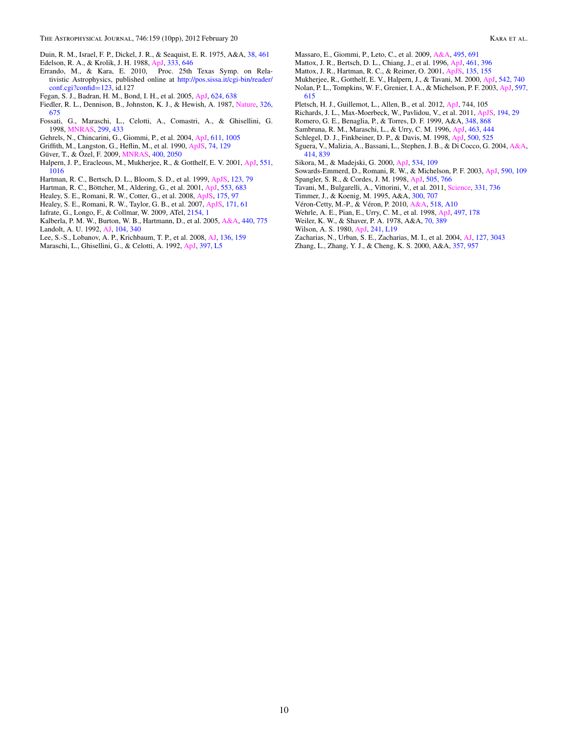Duin, R. M., Israel, F. P., Dickel, J. R., & Seaquist, E. R. 1975, A&A, 38, 461

Edelson, R. A., & Krolik, J. H. 1988, ApJ, 333, 646

Errando, M., & Kara, E. 2010, Proc. 25th Texas Symp. on Relativistic Astrophysics, published online at http://pos.sissa.it/cgi-bin/reader/conf.cgi?confid=123, id.127

Fegan, S. J., Badran, H. M., Bond, I. H., et al. 2005, ApJ, 624, 638

Fiedler, R. L., Dennison, B., Johnston, K. J., & Hewish, A. 1987, Nature, 326, 675

Fossati, G., Maraschi, L., Celotti, A., Comastri, A., & Ghisellini, G. 1998, MNRAS, 299, 433

Gehrels, N., Chincarini, G., Giommi, P., et al. 2004, ApJ, 611, 1005

Griffith, M., Langston, G., Heflin, M., et al. 1990, ApJS, 74, 129

Güver, T., & Özel, F. 2009, MNRAS, 400, 2050

Halpern, J. P., Eracleous, M., Mukherjee, R., & Gotthelf, E. V. 2001, ApJ, 551, 1016

Hartman, R. C., Bertsch, D. L., Bloom, S. D., et al. 1999, ApJS, 123, 79

Hartman, R. C., Böttcher, M., Aldering, G., et al. 2001, ApJ, 553, 683

Healey, S. E., Romani, R. W., Cotter, G., et al. 2008, ApJS, 175, 97

Healey, S. E., Romani, R. W., Taylor, G. B., et al. 2007, ApJS, 171, 61

Iafrate, G., Longo, F., & Collmar, W. 2009, ATel, 2154, 1

Kalberla, P. M. W., Burton, W. B., Hartmann, D., et al. 2005, A&A, 440, 775

Landolt, A. U. 1992, AJ, 104, 340

Lee, S.-S., Lobanov, A. P., Krichbaum, T. P., et al. 2008, AJ, 136, 159

Maraschi, L., Ghisellini, G., & Celotti, A. 1992, ApJ, 397, L5

Massaro, E., Giommi, P., Leto, C., et al. 2009, A&A, 495, 691

Mattox, J. R., Bertsch, D. L., Chiang, J., et al. 1996, ApJ, 461, 396

Mattox, J. R., Hartman, R. C., & Reimer, O. 2001, ApJS, 135, 155

Mukherjee, R., Gotthelf, E. V., Halpern, J., & Tavani, M. 2000, ApJ, 542, 740

Nolan, P. L., Tompkins, W. F., Grenier, I. A., & Michelson, P. F. 2003, ApJ, 597, 615

Pletsch, H. J., Guillemot, L., Allen, B., et al. 2012, ApJ, 744, 105

Richards, J. L., Max-Moerbeck, W., Pavlidou, V., et al. 2011, ApJS, 194, 29

Romero, G. E., Benaglia, P., & Torres, D. F. 1999, A&A, 348, 868

Sambruna, R. M., Maraschi, L., & Urry, C. M. 1996, ApJ, 463, 444

Schlegel, D. J., Finkbeiner, D. P., & Davis, M. 1998, ApJ, 500, 525

Sguera, V., Malizia, A., Bassani, L., Stephen, J. B., & Di Cocco, G. 2004, A&A, 414, 839

Sikora, M., & Madejski, G. 2000, ApJ, 534, 109

Sowards-Emmerd, D., Romani, R. W., & Michelson, P. F. 2003, ApJ, 590, 109

Spangler, S. R., & Cordes, J. M. 1998, ApJ, 505, 766

Tavani, M., Bulgarelli, A., Vittorini, V., et al. 2011, Science, 331, 736

Timmer, J., & Koenig, M. 1995, A&A, 300, 707

Véron-Cetty, M.-P., & Véron, P. 2010, A&A, 518, A10

Wehrle, A. E., Pian, E., Urry, C. M., et al. 1998, ApJ, 497, 178

Weiler, K. W., & Shaver, P. A. 1978, A&A, 70, 389

Wilson, A. S. 1980, ApJ, 241, L19

Zacharias, N., Urban, S. E., Zacharias, M. I., et al. 2004, AJ, 127, 3043

Zhang, L., Zhang, Y. J., & Cheng, K. S. 2000, A&A, 357, 957